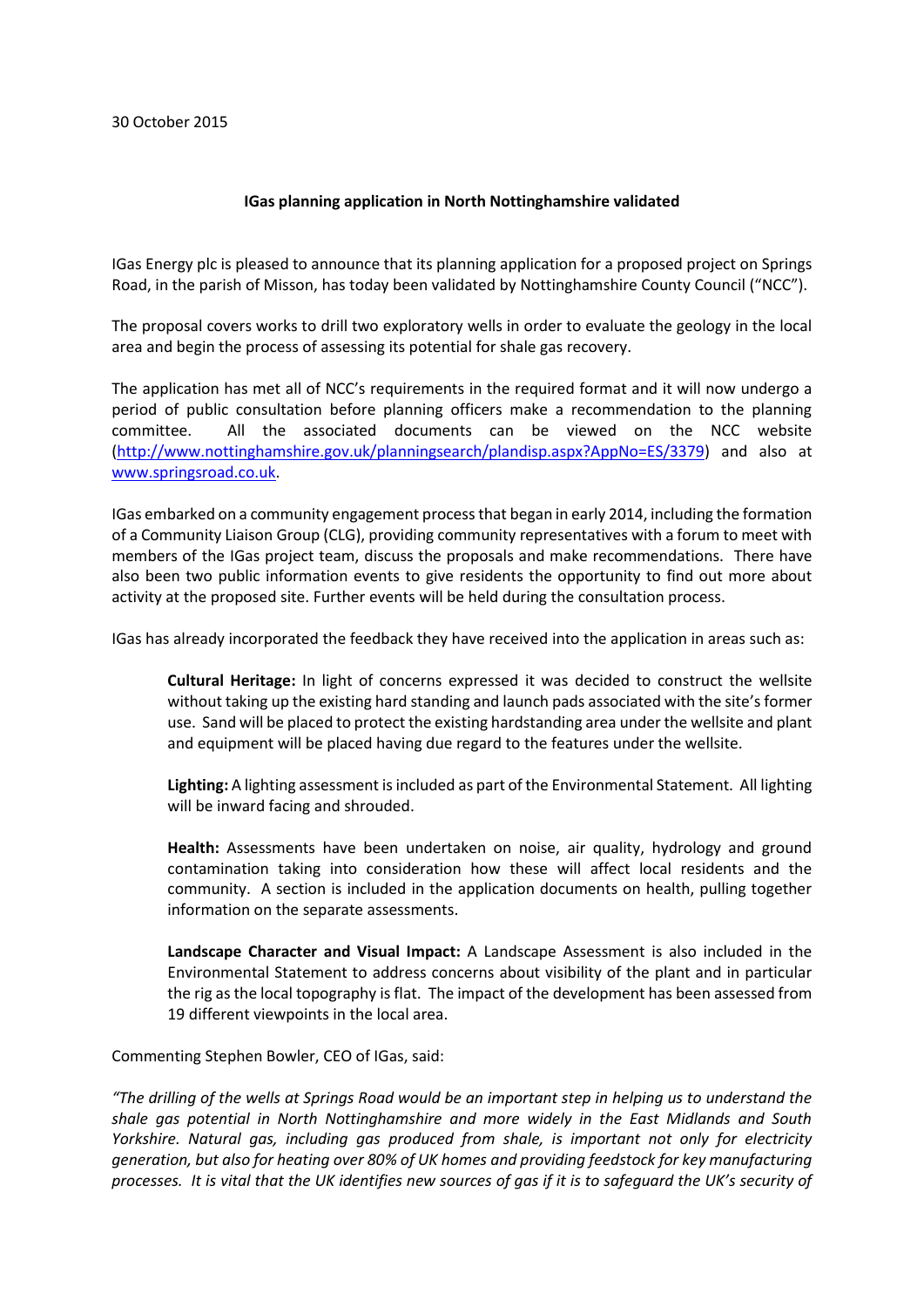30 October 2015

**IGas planning application in North Nottinghamshire validated**

IGas Energy plc is pleased to announce that its planning application for a proposed project on Springs Road, in the parish of Misson, has today been validated by Nottinghamshire County Council ("NCC").

The proposal covers works to drill two exploratory wells in order to evaluate the geology in the local area and begin the process of assessing its potential for shale gas recovery.

The application has met all of NCC's requirements in the required format and it will now undergo a period of public consultation before planning officers make a recommendation to the planning committee. All the associated documents can be viewed on the NCC website (http://www.nottinghamshire.gov.uk/planningsearch/plandisp.aspx?AppNo=ES/3379) and also at www.springsroad.co.uk.

IGas embarked on a community engagement process that began in early 2014, including the formation of a Community Liaison Group (CLG), providing community representatives with a forum to meet with members of the IGas project team, discuss the proposals and make recommendations. There have also been two public information events to give residents the opportunity to find out more about activity at the proposed site. Further events will be held during the consultation process.

IGas has already incorporated the feedback they have received into the application in areas such as:

> **Cultural Heritage:** In light of concerns expressed it was decided to construct the wellsite without taking up the existing hard standing and launch pads associated with the site's former use. Sand will be placed to protect the existing hardstanding area under the wellsite and plant and equipment will be placed having due regard to the features under the wellsite.
>
> **Lighting:** A lighting assessment is included as part of the Environmental Statement. All lighting will be inward facing and shrouded.
>
> **Health:** Assessments have been undertaken on noise, air quality, hydrology and ground contamination taking into consideration how these will affect local residents and the community. A section is included in the application documents on health, pulling together information on the separate assessments.
>
> **Landscape Character and Visual Impact:** A Landscape Assessment is also included in the Environmental Statement to address concerns about visibility of the plant and in particular the rig as the local topography is flat. The impact of the development has been assessed from 19 different viewpoints in the local area.

Commenting Stephen Bowler, CEO of IGas, said:

*"The drilling of the wells at Springs Road would be an important step in helping us to understand the shale gas potential in North Nottinghamshire and more widely in the East Midlands and South Yorkshire. Natural gas, including gas produced from shale, is important not only for electricity generation, but also for heating over 80% of UK homes and providing feedstock for key manufacturing processes. It is vital that the UK identifies new sources of gas if it is to safeguard the UK's security of*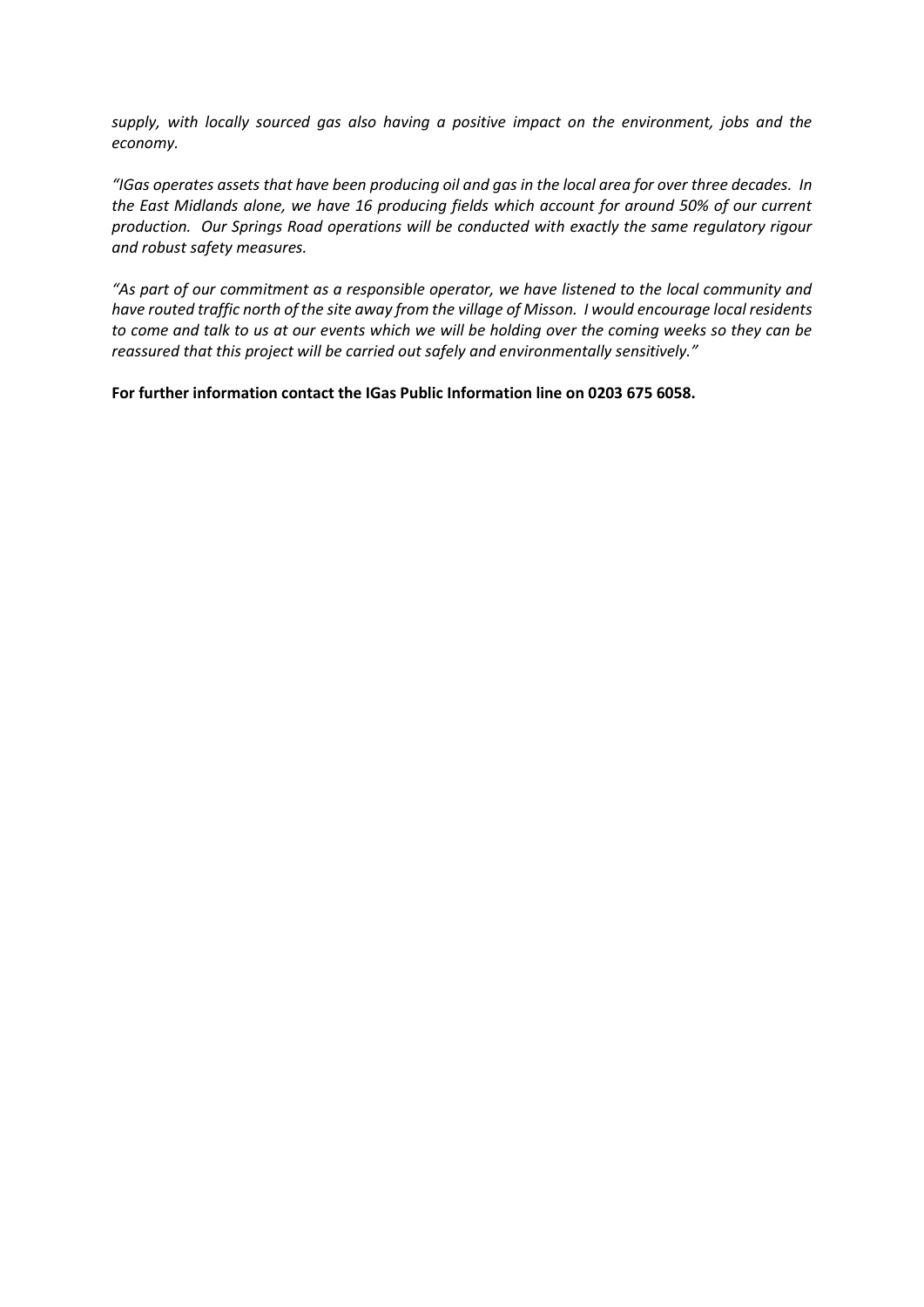*supply, with locally sourced gas also having a positive impact on the environment, jobs and the economy.*

*"IGas operates assets that have been producing oil and gas in the local area for over three decades. In the East Midlands alone, we have 16 producing fields which account for around 50% of our current production. Our Springs Road operations will be conducted with exactly the same regulatory rigour and robust safety measures.*

*"As part of our commitment as a responsible operator, we have listened to the local community and have routed traffic north of the site away from the village of Misson. I would encourage local residents to come and talk to us at our events which we will be holding over the coming weeks so they can be reassured that this project will be carried out safely and environmentally sensitively."*

**For further information contact the IGas Public Information line on 0203 675 6058.**